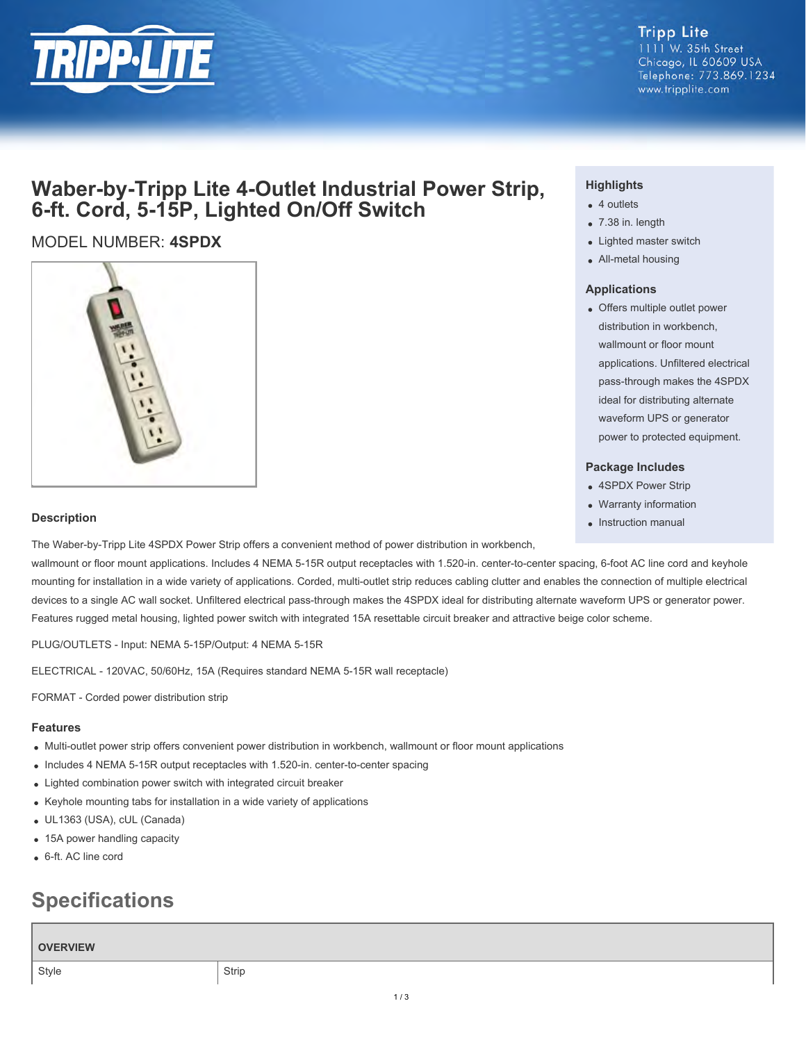# Waber-by-Tripp Lite 4-Outlet Industrial Power Strip, 6-ft. Cord, 5-15P, Lighted On/Off Switch

MODEL NUMBER: **4SPDX**

### Highlights

- 4 outlets
- 7.38 in. length
- Lighted master switch
- All-metal housing

### Applications

- Offers multiple outlet power distribution in workbench, wallmount or floor mount applications. Unfiltered electrical pass-through makes the 4SPDX ideal for distributing alternate waveform UPS or generator power to protected equipment.

### Package Includes

- 4SPDX Power Strip
- Warranty information
- Instruction manual

### Description

The Waber-by-Tripp Lite 4SPDX Power Strip offers a convenient method of power distribution in workbench, wallmount or floor mount applications. Includes 4 NEMA 5-15R output receptacles with 1.520-in. center-to-center spacing, 6-foot AC line cord and keyhole mounting for installation in a wide variety of applications. Corded, multi-outlet strip reduces cabling clutter and enables the connection of multiple electrical devices to a single AC wall socket. Unfiltered electrical pass-through makes the 4SPDX ideal for distributing alternate waveform UPS or generator power. Features rugged metal housing, lighted power switch with integrated 15A resettable circuit breaker and attractive beige color scheme.

PLUG/OUTLETS - Input: NEMA 5-15P/Output: 4 NEMA 5-15R

ELECTRICAL - 120VAC, 50/60Hz, 15A (Requires standard NEMA 5-15R wall receptacle)

FORMAT - Corded power distribution strip

### Features

- Multi-outlet power strip offers convenient power distribution in workbench, wallmount or floor mount applications
- Includes 4 NEMA 5-15R output receptacles with 1.520-in. center-to-center spacing
- Lighted combination power switch with integrated circuit breaker
- Keyhole mounting tabs for installation in a wide variety of applications
- UL1363 (USA), cUL (Canada)
- 15A power handling capacity
- 6-ft. AC line cord

## Specifications

| OVERVIEW | |
|---|---|
| Style | Strip |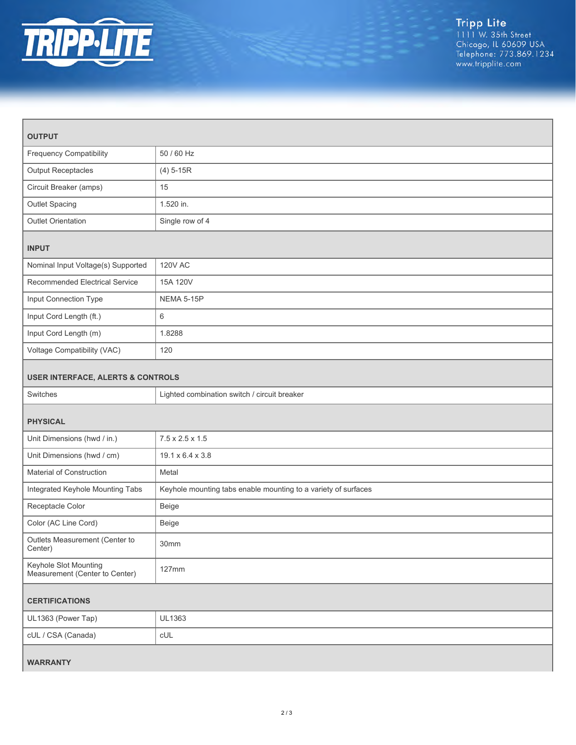| OUTPUT | |
|---|---|
| Frequency Compatibility | 50 / 60 Hz |
| Output Receptacles | (4) 5-15R |
| Circuit Breaker (amps) | 15 |
| Outlet Spacing | 1.520 in. |
| Outlet Orientation | Single row of 4 |
| **INPUT** | |
| Nominal Input Voltage(s) Supported | 120V AC |
| Recommended Electrical Service | 15A 120V |
| Input Connection Type | NEMA 5-15P |
| Input Cord Length (ft.) | 6 |
| Input Cord Length (m) | 1.8288 |
| Voltage Compatibility (VAC) | 120 |
| **USER INTERFACE, ALERTS & CONTROLS** | |
| Switches | Lighted combination switch / circuit breaker |
| **PHYSICAL** | |
| Unit Dimensions (hwd / in.) | 7.5 x 2.5 x 1.5 |
| Unit Dimensions (hwd / cm) | 19.1 x 6.4 x 3.8 |
| Material of Construction | Metal |
| Integrated Keyhole Mounting Tabs | Keyhole mounting tabs enable mounting to a variety of surfaces |
| Receptacle Color | Beige |
| Color (AC Line Cord) | Beige |
| Outlets Measurement (Center to Center) | 30mm |
| Keyhole Slot Mounting Measurement (Center to Center) | 127mm |
| **CERTIFICATIONS** | |
| UL1363 (Power Tap) | UL1363 |
| cUL / CSA (Canada) | cUL |
| **WARRANTY** | |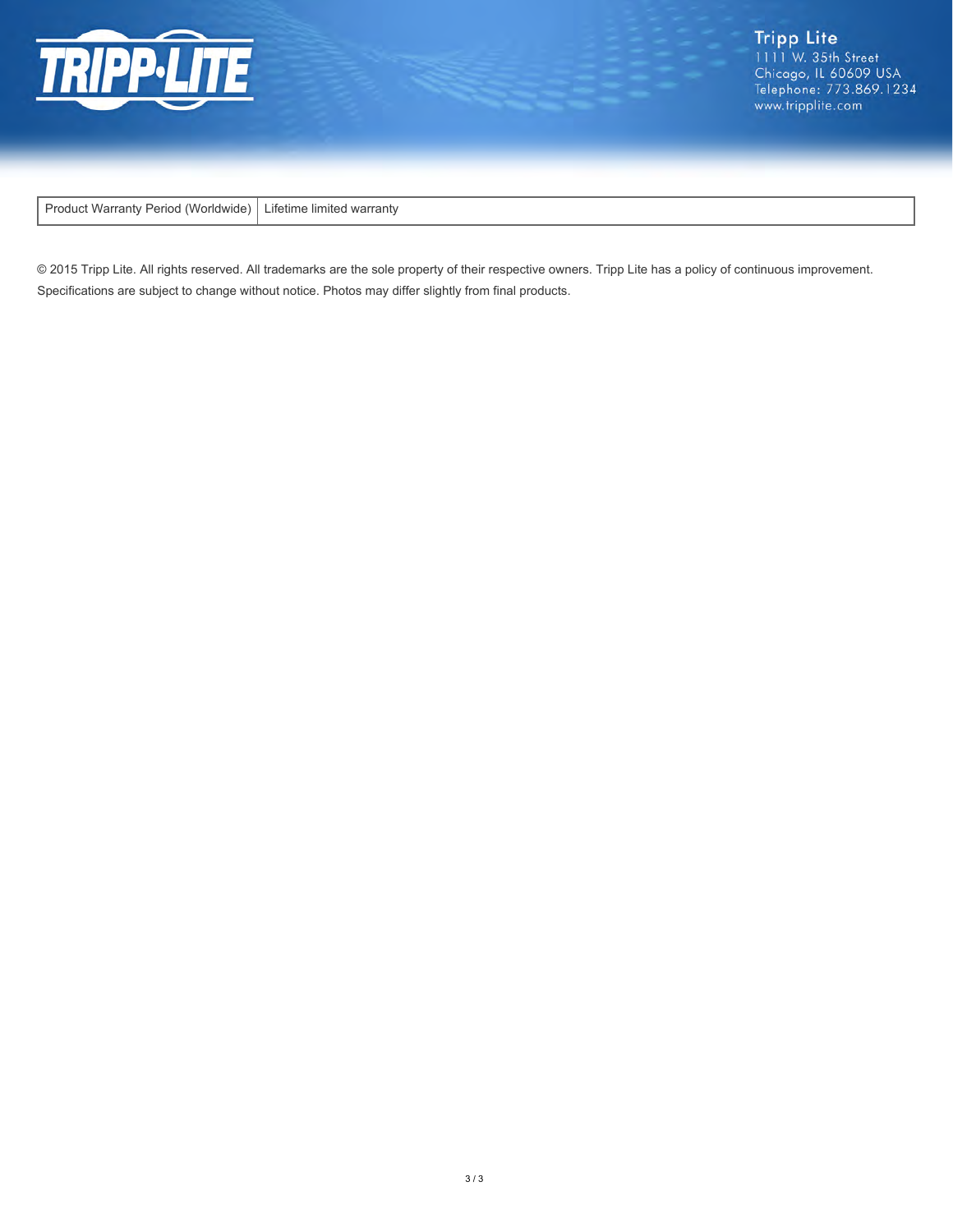| | |
|---|---|
| Product Warranty Period (Worldwide) | Lifetime limited warranty |

© 2015 Tripp Lite. All rights reserved. All trademarks are the sole property of their respective owners. Tripp Lite has a policy of continuous improvement. Specifications are subject to change without notice. Photos may differ slightly from final products.